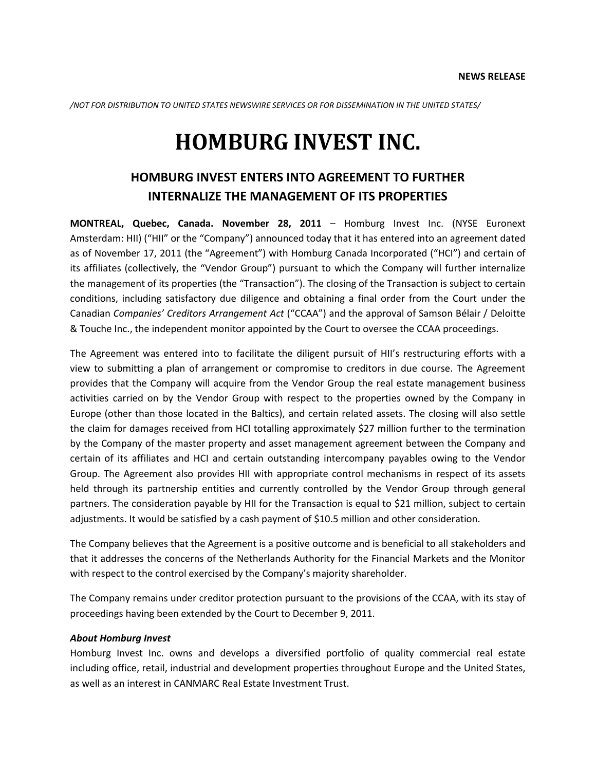**NEWS RELEASE**

*/NOT FOR DISTRIBUTION TO UNITED STATES NEWSWIRE SERVICES OR FOR DISSEMINATION IN THE UNITED STATES/*

# HOMBURG INVEST INC.

## HOMBURG INVEST ENTERS INTO AGREEMENT TO FURTHER INTERNALIZE THE MANAGEMENT OF ITS PROPERTIES

**MONTREAL, Quebec, Canada. November 28, 2011** – Homburg Invest Inc. (NYSE Euronext Amsterdam: HII) ("HII" or the "Company") announced today that it has entered into an agreement dated as of November 17, 2011 (the "Agreement") with Homburg Canada Incorporated ("HCI") and certain of its affiliates (collectively, the "Vendor Group") pursuant to which the Company will further internalize the management of its properties (the "Transaction"). The closing of the Transaction is subject to certain conditions, including satisfactory due diligence and obtaining a final order from the Court under the Canadian *Companies' Creditors Arrangement Act* ("CCAA") and the approval of Samson Bélair / Deloitte & Touche Inc., the independent monitor appointed by the Court to oversee the CCAA proceedings.

The Agreement was entered into to facilitate the diligent pursuit of HII's restructuring efforts with a view to submitting a plan of arrangement or compromise to creditors in due course. The Agreement provides that the Company will acquire from the Vendor Group the real estate management business activities carried on by the Vendor Group with respect to the properties owned by the Company in Europe (other than those located in the Baltics), and certain related assets. The closing will also settle the claim for damages received from HCI totalling approximately $27 million further to the termination by the Company of the master property and asset management agreement between the Company and certain of its affiliates and HCI and certain outstanding intercompany payables owing to the Vendor Group. The Agreement also provides HII with appropriate control mechanisms in respect of its assets held through its partnership entities and currently controlled by the Vendor Group through general partners. The consideration payable by HII for the Transaction is equal to $21 million, subject to certain adjustments. It would be satisfied by a cash payment of $10.5 million and other consideration.

The Company believes that the Agreement is a positive outcome and is beneficial to all stakeholders and that it addresses the concerns of the Netherlands Authority for the Financial Markets and the Monitor with respect to the control exercised by the Company's majority shareholder.

The Company remains under creditor protection pursuant to the provisions of the CCAA, with its stay of proceedings having been extended by the Court to December 9, 2011.

***About Homburg Invest***

Homburg Invest Inc. owns and develops a diversified portfolio of quality commercial real estate including office, retail, industrial and development properties throughout Europe and the United States, as well as an interest in CANMARC Real Estate Investment Trust.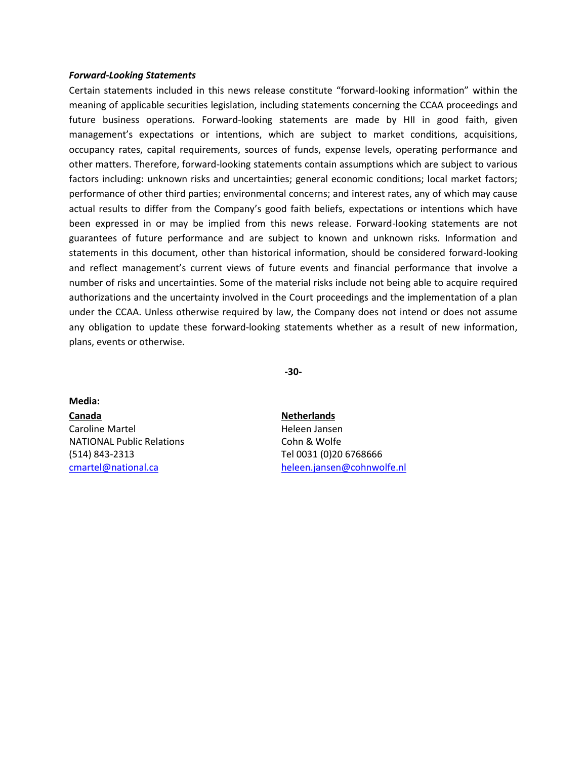***Forward-Looking Statements***

Certain statements included in this news release constitute "forward-looking information" within the meaning of applicable securities legislation, including statements concerning the CCAA proceedings and future business operations. Forward-looking statements are made by HII in good faith, given management's expectations or intentions, which are subject to market conditions, acquisitions, occupancy rates, capital requirements, sources of funds, expense levels, operating performance and other matters. Therefore, forward-looking statements contain assumptions which are subject to various factors including: unknown risks and uncertainties; general economic conditions; local market factors; performance of other third parties; environmental concerns; and interest rates, any of which may cause actual results to differ from the Company's good faith beliefs, expectations or intentions which have been expressed in or may be implied from this news release. Forward-looking statements are not guarantees of future performance and are subject to known and unknown risks. Information and statements in this document, other than historical information, should be considered forward-looking and reflect management's current views of future events and financial performance that involve a number of risks and uncertainties. Some of the material risks include not being able to acquire required authorizations and the uncertainty involved in the Court proceedings and the implementation of a plan under the CCAA. Unless otherwise required by law, the Company does not intend or does not assume any obligation to update these forward-looking statements whether as a result of new information, plans, events or otherwise.

**-30-**

**Media:**

**Canada**
Caroline Martel
NATIONAL Public Relations
(514) 843-2313
cmartel@national.ca

**Netherlands**
Heleen Jansen
Cohn & Wolfe
Tel 0031 (0)20 6768666
heleen.jansen@cohnwolfe.nl